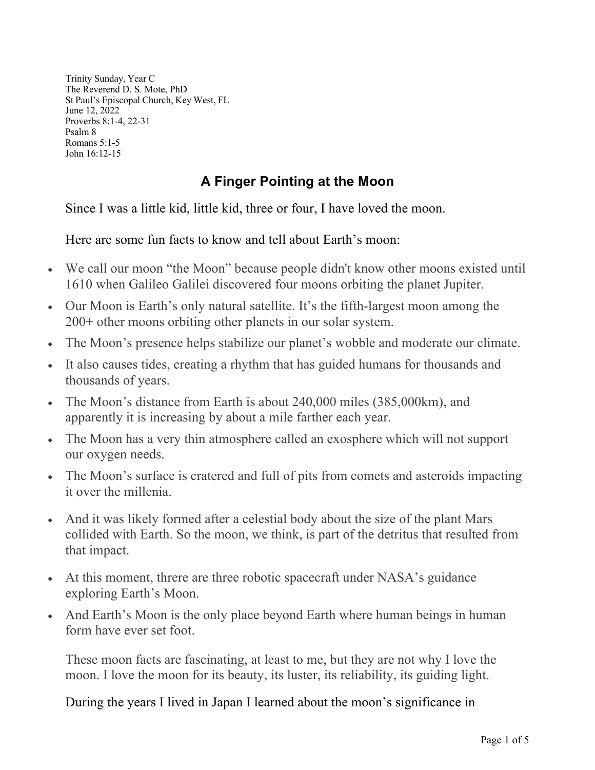Trinity Sunday, Year C
The Reverend D. S. Mote, PhD
St Paul's Episcopal Church, Key West, FL
June 12, 2022
Proverbs 8:1-4, 22-31
Psalm 8
Romans 5:1-5
John 16:12-15

# A Finger Pointing at the Moon

Since I was a little kid, little kid, three or four, I have loved the moon.

Here are some fun facts to know and tell about Earth's moon:

- We call our moon "the Moon" because people didn't know other moons existed until 1610 when Galileo Galilei discovered four moons orbiting the planet Jupiter.
- Our Moon is Earth's only natural satellite. It's the fifth-largest moon among the 200+ other moons orbiting other planets in our solar system.
- The Moon's presence helps stabilize our planet's wobble and moderate our climate.
- It also causes tides, creating a rhythm that has guided humans for thousands and thousands of years.
- The Moon's distance from Earth is about 240,000 miles (385,000km), and apparently it is increasing by about a mile farther each year.
- The Moon has a very thin atmosphere called an exosphere which will not support our oxygen needs.
- The Moon's surface is cratered and full of pits from comets and asteroids impacting it over the millenia.
- And it was likely formed after a celestial body about the size of the plant Mars collided with Earth. So the moon, we think, is part of the detritus that resulted from that impact.
- At this moment, threre are three robotic spacecraft under NASA's guidance exploring Earth's Moon.
- And Earth's Moon is the only place beyond Earth where human beings in human form have ever set foot.

These moon facts are fascinating, at least to me, but they are not why I love the moon. I love the moon for its beauty, its luster, its reliability, its guiding light.

During the years I lived in Japan I learned about the moon's significance in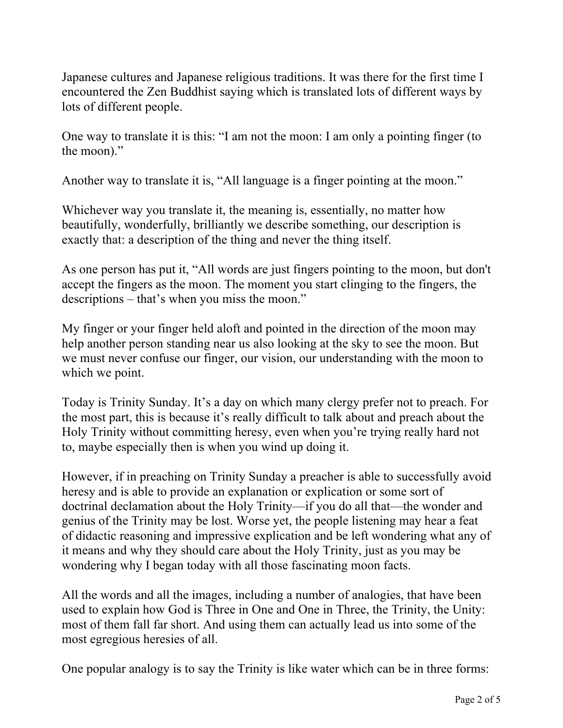Japanese cultures and Japanese religious traditions. It was there for the first time I encountered the Zen Buddhist saying which is translated lots of different ways by lots of different people.

One way to translate it is this: "I am not the moon: I am only a pointing finger (to the moon)."

Another way to translate it is, "All language is a finger pointing at the moon."

Whichever way you translate it, the meaning is, essentially, no matter how beautifully, wonderfully, brilliantly we describe something, our description is exactly that: a description of the thing and never the thing itself.

As one person has put it, "All words are just fingers pointing to the moon, but don't accept the fingers as the moon. The moment you start clinging to the fingers, the descriptions – that's when you miss the moon."

My finger or your finger held aloft and pointed in the direction of the moon may help another person standing near us also looking at the sky to see the moon. But we must never confuse our finger, our vision, our understanding with the moon to which we point.

Today is Trinity Sunday. It's a day on which many clergy prefer not to preach. For the most part, this is because it's really difficult to talk about and preach about the Holy Trinity without committing heresy, even when you're trying really hard not to, maybe especially then is when you wind up doing it.

However, if in preaching on Trinity Sunday a preacher is able to successfully avoid heresy and is able to provide an explanation or explication or some sort of doctrinal declamation about the Holy Trinity—if you do all that—the wonder and genius of the Trinity may be lost. Worse yet, the people listening may hear a feat of didactic reasoning and impressive explication and be left wondering what any of it means and why they should care about the Holy Trinity, just as you may be wondering why I began today with all those fascinating moon facts.

All the words and all the images, including a number of analogies, that have been used to explain how God is Three in One and One in Three, the Trinity, the Unity: most of them fall far short. And using them can actually lead us into some of the most egregious heresies of all.

One popular analogy is to say the Trinity is like water which can be in three forms: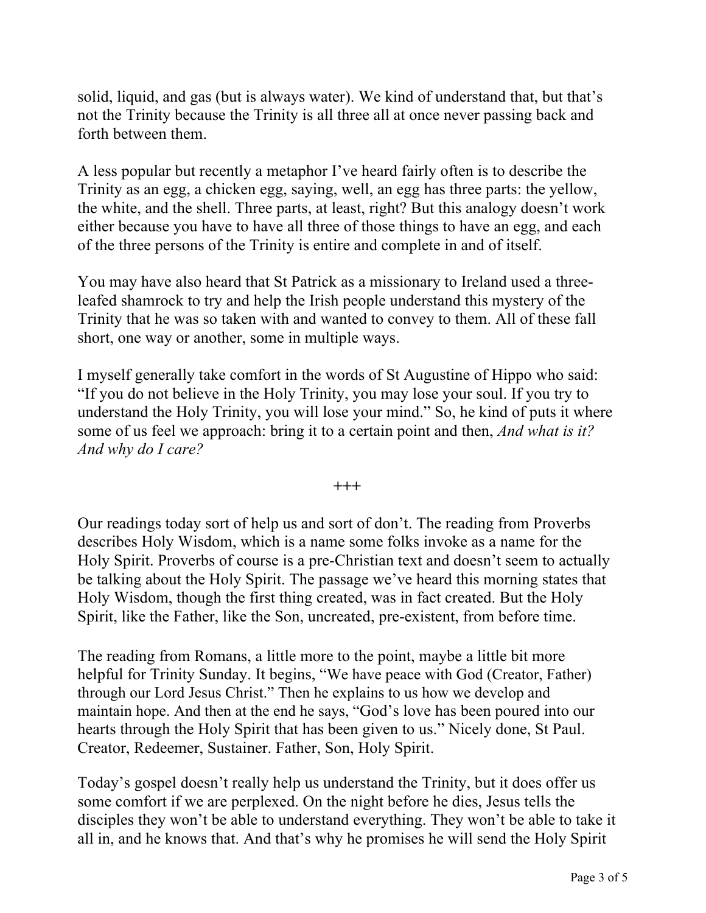solid, liquid, and gas (but is always water). We kind of understand that, but that's not the Trinity because the Trinity is all three all at once never passing back and forth between them.

A less popular but recently a metaphor I've heard fairly often is to describe the Trinity as an egg, a chicken egg, saying, well, an egg has three parts: the yellow, the white, and the shell. Three parts, at least, right? But this analogy doesn't work either because you have to have all three of those things to have an egg, and each of the three persons of the Trinity is entire and complete in and of itself.

You may have also heard that St Patrick as a missionary to Ireland used a three-leafed shamrock to try and help the Irish people understand this mystery of the Trinity that he was so taken with and wanted to convey to them. All of these fall short, one way or another, some in multiple ways.

I myself generally take comfort in the words of St Augustine of Hippo who said: "If you do not believe in the Holy Trinity, you may lose your soul. If you try to understand the Holy Trinity, you will lose your mind." So, he kind of puts it where some of us feel we approach: bring it to a certain point and then, *And what is it? And why do I care?*

+++

Our readings today sort of help us and sort of don't. The reading from Proverbs describes Holy Wisdom, which is a name some folks invoke as a name for the Holy Spirit. Proverbs of course is a pre-Christian text and doesn't seem to actually be talking about the Holy Spirit. The passage we've heard this morning states that Holy Wisdom, though the first thing created, was in fact created. But the Holy Spirit, like the Father, like the Son, uncreated, pre-existent, from before time.

The reading from Romans, a little more to the point, maybe a little bit more helpful for Trinity Sunday. It begins, "We have peace with God (Creator, Father) through our Lord Jesus Christ." Then he explains to us how we develop and maintain hope. And then at the end he says, "God's love has been poured into our hearts through the Holy Spirit that has been given to us." Nicely done, St Paul. Creator, Redeemer, Sustainer. Father, Son, Holy Spirit.

Today's gospel doesn't really help us understand the Trinity, but it does offer us some comfort if we are perplexed. On the night before he dies, Jesus tells the disciples they won't be able to understand everything. They won't be able to take it all in, and he knows that. And that's why he promises he will send the Holy Spirit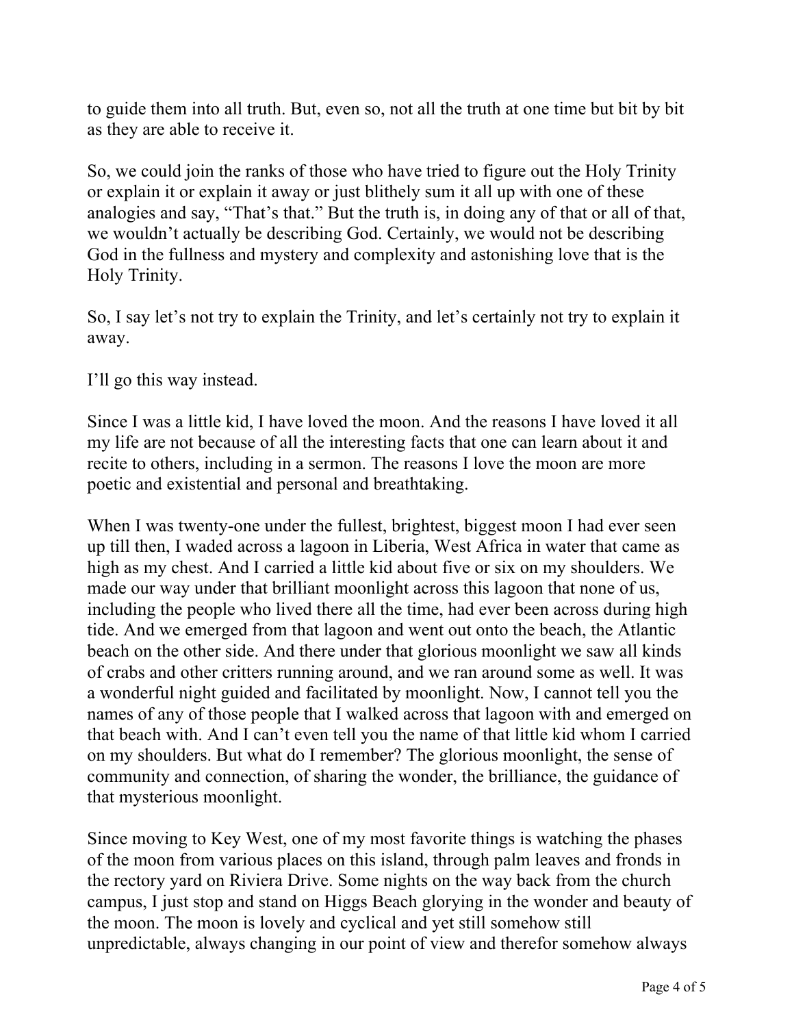to guide them into all truth. But, even so, not all the truth at one time but bit by bit as they are able to receive it.

So, we could join the ranks of those who have tried to figure out the Holy Trinity or explain it or explain it away or just blithely sum it all up with one of these analogies and say, "That's that." But the truth is, in doing any of that or all of that, we wouldn't actually be describing God. Certainly, we would not be describing God in the fullness and mystery and complexity and astonishing love that is the Holy Trinity.

So, I say let's not try to explain the Trinity, and let's certainly not try to explain it away.

I'll go this way instead.

Since I was a little kid, I have loved the moon. And the reasons I have loved it all my life are not because of all the interesting facts that one can learn about it and recite to others, including in a sermon. The reasons I love the moon are more poetic and existential and personal and breathtaking.

When I was twenty-one under the fullest, brightest, biggest moon I had ever seen up till then, I waded across a lagoon in Liberia, West Africa in water that came as high as my chest. And I carried a little kid about five or six on my shoulders. We made our way under that brilliant moonlight across this lagoon that none of us, including the people who lived there all the time, had ever been across during high tide. And we emerged from that lagoon and went out onto the beach, the Atlantic beach on the other side. And there under that glorious moonlight we saw all kinds of crabs and other critters running around, and we ran around some as well. It was a wonderful night guided and facilitated by moonlight. Now, I cannot tell you the names of any of those people that I walked across that lagoon with and emerged on that beach with. And I can't even tell you the name of that little kid whom I carried on my shoulders. But what do I remember? The glorious moonlight, the sense of community and connection, of sharing the wonder, the brilliance, the guidance of that mysterious moonlight.

Since moving to Key West, one of my most favorite things is watching the phases of the moon from various places on this island, through palm leaves and fronds in the rectory yard on Riviera Drive. Some nights on the way back from the church campus, I just stop and stand on Higgs Beach glorying in the wonder and beauty of the moon. The moon is lovely and cyclical and yet still somehow still unpredictable, always changing in our point of view and therefor somehow always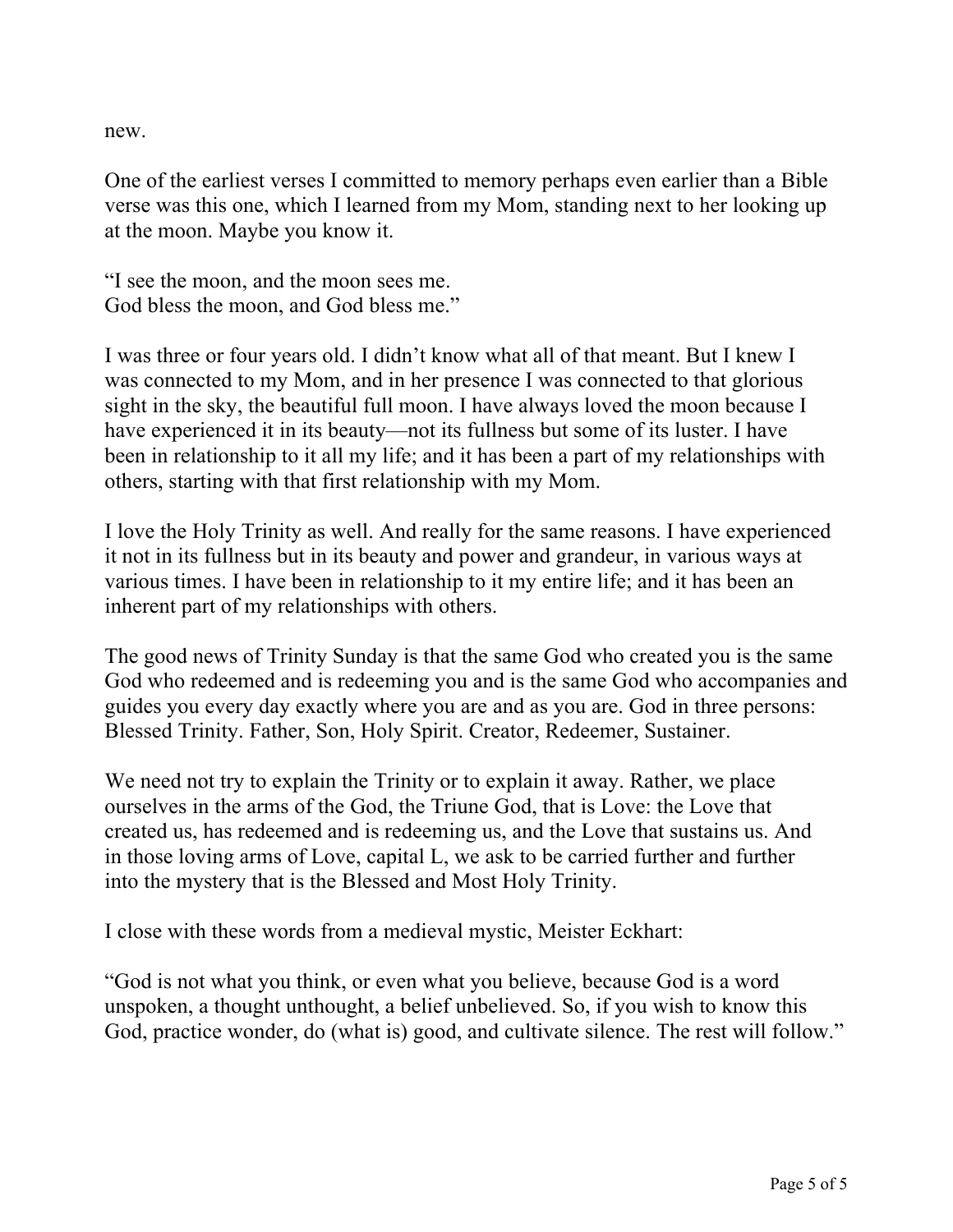new.

One of the earliest verses I committed to memory perhaps even earlier than a Bible verse was this one, which I learned from my Mom, standing next to her looking up at the moon. Maybe you know it.

"I see the moon, and the moon sees me.
God bless the moon, and God bless me."

I was three or four years old. I didn't know what all of that meant. But I knew I was connected to my Mom, and in her presence I was connected to that glorious sight in the sky, the beautiful full moon. I have always loved the moon because I have experienced it in its beauty—not its fullness but some of its luster. I have been in relationship to it all my life; and it has been a part of my relationships with others, starting with that first relationship with my Mom.

I love the Holy Trinity as well. And really for the same reasons. I have experienced it not in its fullness but in its beauty and power and grandeur, in various ways at various times. I have been in relationship to it my entire life; and it has been an inherent part of my relationships with others.

The good news of Trinity Sunday is that the same God who created you is the same God who redeemed and is redeeming you and is the same God who accompanies and guides you every day exactly where you are and as you are. God in three persons: Blessed Trinity. Father, Son, Holy Spirit. Creator, Redeemer, Sustainer.

We need not try to explain the Trinity or to explain it away. Rather, we place ourselves in the arms of the God, the Triune God, that is Love: the Love that created us, has redeemed and is redeeming us, and the Love that sustains us. And in those loving arms of Love, capital L, we ask to be carried further and further into the mystery that is the Blessed and Most Holy Trinity.

I close with these words from a medieval mystic, Meister Eckhart:

"God is not what you think, or even what you believe, because God is a word unspoken, a thought unthought, a belief unbelieved. So, if you wish to know this God, practice wonder, do (what is) good, and cultivate silence. The rest will follow."